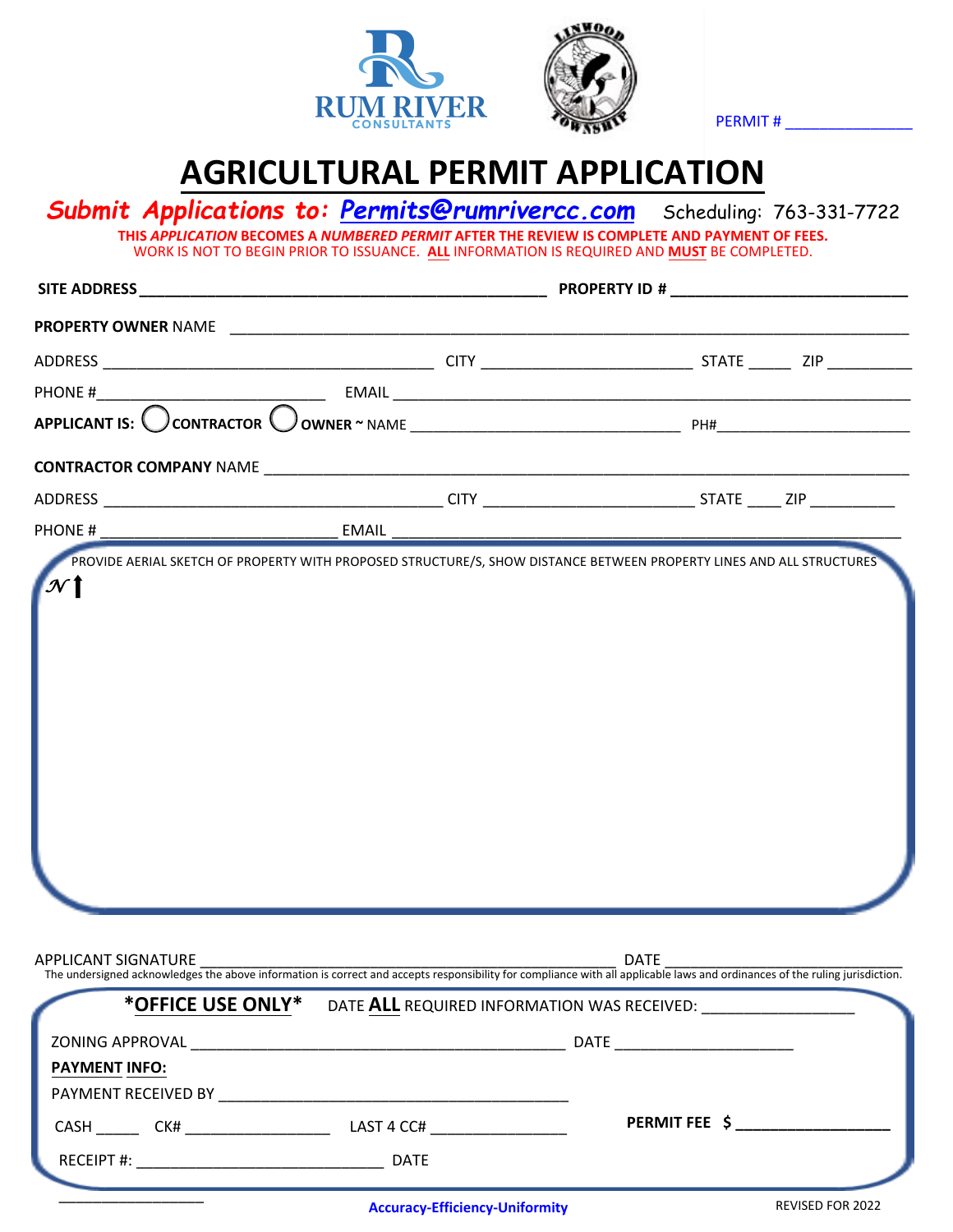RUM RIVER CONSULTANTS

LINWOOD TOWNSHIP

PERMIT # _______________

# AGRICULTURAL PERMIT APPLICATION

***Submit Applications to: Permits@rumrivercc.com*** Scheduling: 763-331-7722

**THIS *APPLICATION* BECOMES A *NUMBERED PERMIT* AFTER THE REVIEW IS COMPLETE AND PAYMENT OF FEES.**
WORK IS NOT TO BEGIN PRIOR TO ISSUANCE. **ALL** INFORMATION IS REQUIRED AND **MUST** BE COMPLETED.

**SITE ADDRESS** ________________________________________________ **PROPERTY ID #** ___________________________

**PROPERTY OWNER** NAME ___________________________________________________________________________

ADDRESS _______________________________________ CITY ________________________ STATE _____ ZIP __________

PHONE #__________________________ EMAIL _____________________________________________________________

**APPLICANT IS:** ◯ **CONTRACTOR** ◯ **OWNER** ~ NAME ________________________________ PH#______________________

**CONTRACTOR COMPANY** NAME ____________________________________________________________________

ADDRESS _______________________________________ CITY ________________________ STATE ____ ZIP __________

PHONE # ___________________________ EMAIL __________________________________________________________

PROVIDE AERIAL SKETCH OF PROPERTY WITH PROPOSED STRUCTURE/S, SHOW DISTANCE BETWEEN PROPERTY LINES AND ALL STRUCTURES

N ↑

APPLICANT SIGNATURE ________________________________________________ DATE ____________________________

The undersigned acknowledges the above information is correct and accepts responsibility for compliance with all applicable laws and ordinances of the ruling jurisdiction.

***OFFICE USE ONLY*** DATE **ALL** REQUIRED INFORMATION WAS RECEIVED: __________________

ZONING APPROVAL ____________________________________________ DATE _____________________

**PAYMENT INFO:**

PAYMENT RECEIVED BY _________________________________________

CASH _____ CK# ________________ LAST 4 CC# _______________ **PERMIT FEE $ __________________**

RECEIPT #: _____________________________ DATE

__________________

**Accuracy-Efficiency-Uniformity**

REVISED FOR 2022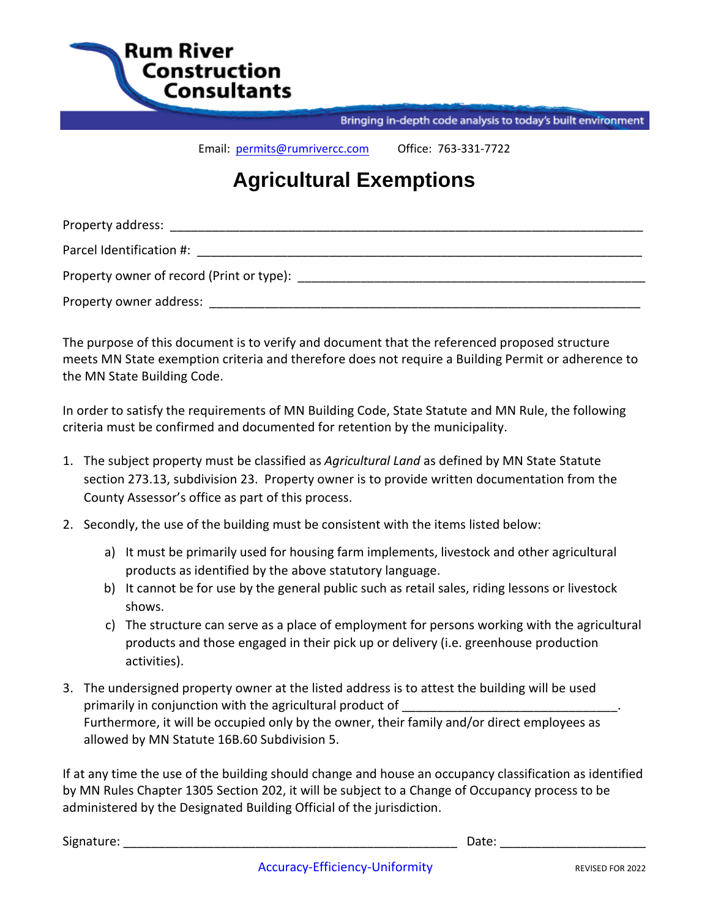Rum River Construction Consultants

Bringing in-depth code analysis to today's built environment

Email: permits@rumrivercc.com     Office: 763-331-7722

# Agricultural Exemptions

Property address: ___________________________________________________________________

Parcel Identification #: ______________________________________________________________

Property owner of record (Print or type): ______________________________________________

Property owner address: _____________________________________________________________

The purpose of this document is to verify and document that the referenced proposed structure meets MN State exemption criteria and therefore does not require a Building Permit or adherence to the MN State Building Code.

In order to satisfy the requirements of MN Building Code, State Statute and MN Rule, the following criteria must be confirmed and documented for retention by the municipality.

1. The subject property must be classified as *Agricultural Land* as defined by MN State Statute section 273.13, subdivision 23. Property owner is to provide written documentation from the County Assessor's office as part of this process.
2. Secondly, the use of the building must be consistent with the items listed below:
   a) It must be primarily used for housing farm implements, livestock and other agricultural products as identified by the above statutory language.
   b) It cannot be for use by the general public such as retail sales, riding lessons or livestock shows.
   c) The structure can serve as a place of employment for persons working with the agricultural products and those engaged in their pick up or delivery (i.e. greenhouse production activities).
3. The undersigned property owner at the listed address is to attest the building will be used primarily in conjunction with the agricultural product of _______________________________. Furthermore, it will be occupied only by the owner, their family and/or direct employees as allowed by MN Statute 16B.60 Subdivision 5.

If at any time the use of the building should change and house an occupancy classification as identified by MN Rules Chapter 1305 Section 202, it will be subject to a Change of Occupancy process to be administered by the Designated Building Official of the jurisdiction.

Signature: ________________________________________________ Date: _____________________

Accuracy-Efficiency-Uniformity

REVISED FOR 2022